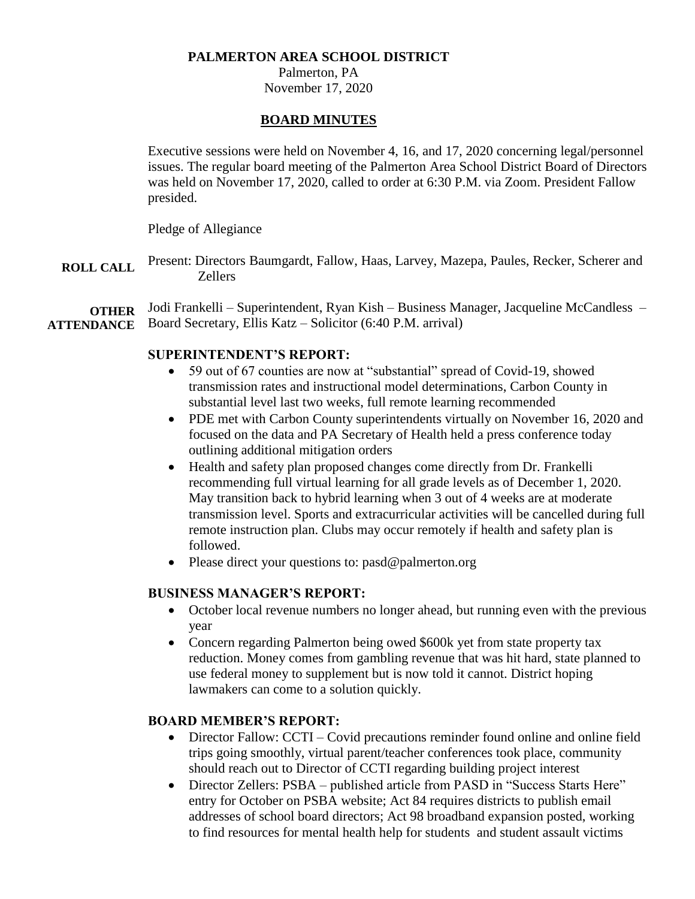**PALMERTON AREA SCHOOL DISTRICT**

Palmerton, PA

November 17, 2020

## BOARD MINUTES

Executive sessions were held on November 4, 16, and 17, 2020 concerning legal/personnel issues. The regular board meeting of the Palmerton Area School District Board of Directors was held on November 17, 2020, called to order at 6:30 P.M. via Zoom. President Fallow presided.

Pledge of Allegiance

**ROLL CALL** Present: Directors Baumgardt, Fallow, Haas, Larvey, Mazepa, Paules, Recker, Scherer and Zellers

**OTHER ATTENDANCE** Jodi Frankelli – Superintendent, Ryan Kish – Business Manager, Jacqueline McCandless – Board Secretary, Ellis Katz – Solicitor (6:40 P.M. arrival)

### SUPERINTENDENT'S REPORT:

- 59 out of 67 counties are now at "substantial" spread of Covid-19, showed transmission rates and instructional model determinations, Carbon County in substantial level last two weeks, full remote learning recommended
- PDE met with Carbon County superintendents virtually on November 16, 2020 and focused on the data and PA Secretary of Health held a press conference today outlining additional mitigation orders
- Health and safety plan proposed changes come directly from Dr. Frankelli recommending full virtual learning for all grade levels as of December 1, 2020. May transition back to hybrid learning when 3 out of 4 weeks are at moderate transmission level. Sports and extracurricular activities will be cancelled during full remote instruction plan. Clubs may occur remotely if health and safety plan is followed.
- Please direct your questions to: pasd@palmerton.org

### BUSINESS MANAGER'S REPORT:

- October local revenue numbers no longer ahead, but running even with the previous year
- Concern regarding Palmerton being owed $600k yet from state property tax reduction. Money comes from gambling revenue that was hit hard, state planned to use federal money to supplement but is now told it cannot. District hoping lawmakers can come to a solution quickly.

### BOARD MEMBER'S REPORT:

- Director Fallow: CCTI – Covid precautions reminder found online and online field trips going smoothly, virtual parent/teacher conferences took place, community should reach out to Director of CCTI regarding building project interest
- Director Zellers: PSBA – published article from PASD in "Success Starts Here" entry for October on PSBA website; Act 84 requires districts to publish email addresses of school board directors; Act 98 broadband expansion posted, working to find resources for mental health help for students and student assault victims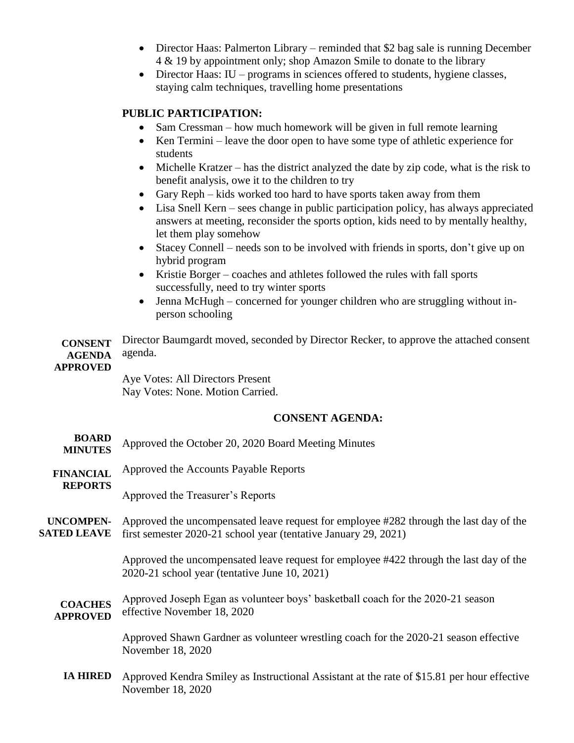- Director Haas: Palmerton Library – reminded that $2 bag sale is running December 4 & 19 by appointment only; shop Amazon Smile to donate to the library
- Director Haas: IU – programs in sciences offered to students, hygiene classes, staying calm techniques, travelling home presentations

**PUBLIC PARTICIPATION:**

- Sam Cressman – how much homework will be given in full remote learning
- Ken Termini – leave the door open to have some type of athletic experience for students
- Michelle Kratzer – has the district analyzed the date by zip code, what is the risk to benefit analysis, owe it to the children to try
- Gary Reph – kids worked too hard to have sports taken away from them
- Lisa Snell Kern – sees change in public participation policy, has always appreciated answers at meeting, reconsider the sports option, kids need to by mentally healthy, let them play somehow
- Stacey Connell – needs son to be involved with friends in sports, don't give up on hybrid program
- Kristie Borger – coaches and athletes followed the rules with fall sports successfully, need to try winter sports
- Jenna McHugh – concerned for younger children who are struggling without in-person schooling

**CONSENT AGENDA APPROVED**

Director Baumgardt moved, seconded by Director Recker, to approve the attached consent agenda.

Aye Votes: All Directors Present
Nay Votes: None. Motion Carried.

**CONSENT AGENDA:**

**BOARD MINUTES**

Approved the October 20, 2020 Board Meeting Minutes

**FINANCIAL REPORTS**

Approved the Accounts Payable Reports

Approved the Treasurer's Reports

**UNCOMPENSATED LEAVE**

Approved the uncompensated leave request for employee #282 through the last day of the first semester 2020-21 school year (tentative January 29, 2021)

Approved the uncompensated leave request for employee #422 through the last day of the 2020-21 school year (tentative June 10, 2021)

**COACHES APPROVED**

Approved Joseph Egan as volunteer boys' basketball coach for the 2020-21 season effective November 18, 2020

Approved Shawn Gardner as volunteer wrestling coach for the 2020-21 season effective November 18, 2020

**IA HIRED**

Approved Kendra Smiley as Instructional Assistant at the rate of $15.81 per hour effective November 18, 2020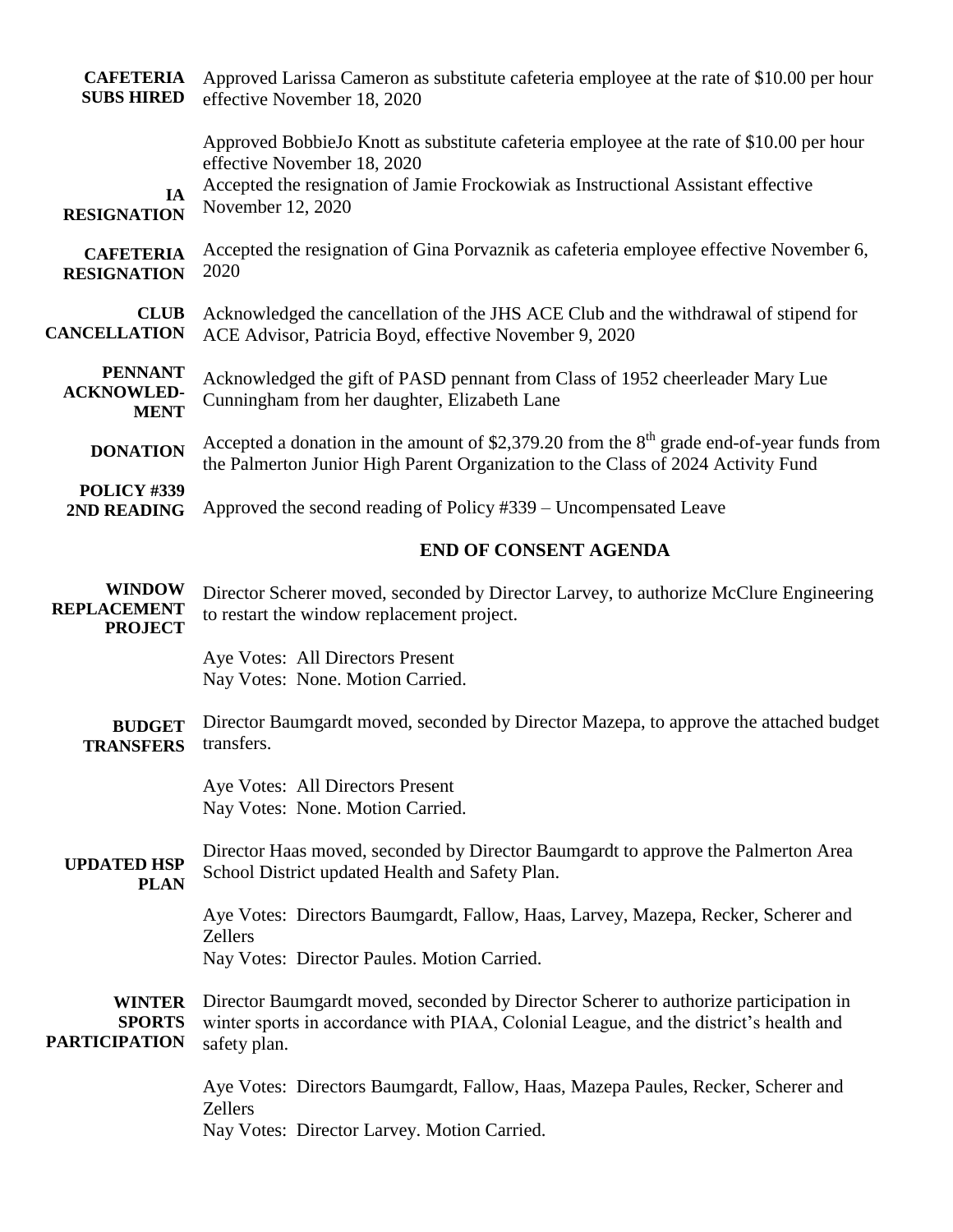**CAFETERIA SUBS HIRED** Approved Larissa Cameron as substitute cafeteria employee at the rate of $10.00 per hour effective November 18, 2020

Approved BobbieJo Knott as substitute cafeteria employee at the rate of $10.00 per hour effective November 18, 2020

**IA RESIGNATION** Accepted the resignation of Jamie Frockowiak as Instructional Assistant effective November 12, 2020

**CAFETERIA RESIGNATION** Accepted the resignation of Gina Porvaznik as cafeteria employee effective November 6, 2020

**CLUB CANCELLATION** Acknowledged the cancellation of the JHS ACE Club and the withdrawal of stipend for ACE Advisor, Patricia Boyd, effective November 9, 2020

**PENNANT ACKNOWLED-MENT** Acknowledged the gift of PASD pennant from Class of 1952 cheerleader Mary Lue Cunningham from her daughter, Elizabeth Lane

**DONATION** Accepted a donation in the amount of $2,379.20 from the 8th grade end-of-year funds from the Palmerton Junior High Parent Organization to the Class of 2024 Activity Fund

**POLICY #339 2ND READING** Approved the second reading of Policy #339 – Uncompensated Leave

## END OF CONSENT AGENDA

**WINDOW REPLACEMENT PROJECT** Director Scherer moved, seconded by Director Larvey, to authorize McClure Engineering to restart the window replacement project.

Aye Votes: All Directors Present
Nay Votes: None. Motion Carried.

**BUDGET TRANSFERS** Director Baumgardt moved, seconded by Director Mazepa, to approve the attached budget transfers.

Aye Votes: All Directors Present
Nay Votes: None. Motion Carried.

**UPDATED HSP PLAN** Director Haas moved, seconded by Director Baumgardt to approve the Palmerton Area School District updated Health and Safety Plan.

Aye Votes: Directors Baumgardt, Fallow, Haas, Larvey, Mazepa, Recker, Scherer and Zellers
Nay Votes: Director Paules. Motion Carried.

**WINTER SPORTS PARTICIPATION** Director Baumgardt moved, seconded by Director Scherer to authorize participation in winter sports in accordance with PIAA, Colonial League, and the district's health and safety plan.

Aye Votes: Directors Baumgardt, Fallow, Haas, Mazepa Paules, Recker, Scherer and Zellers
Nay Votes: Director Larvey. Motion Carried.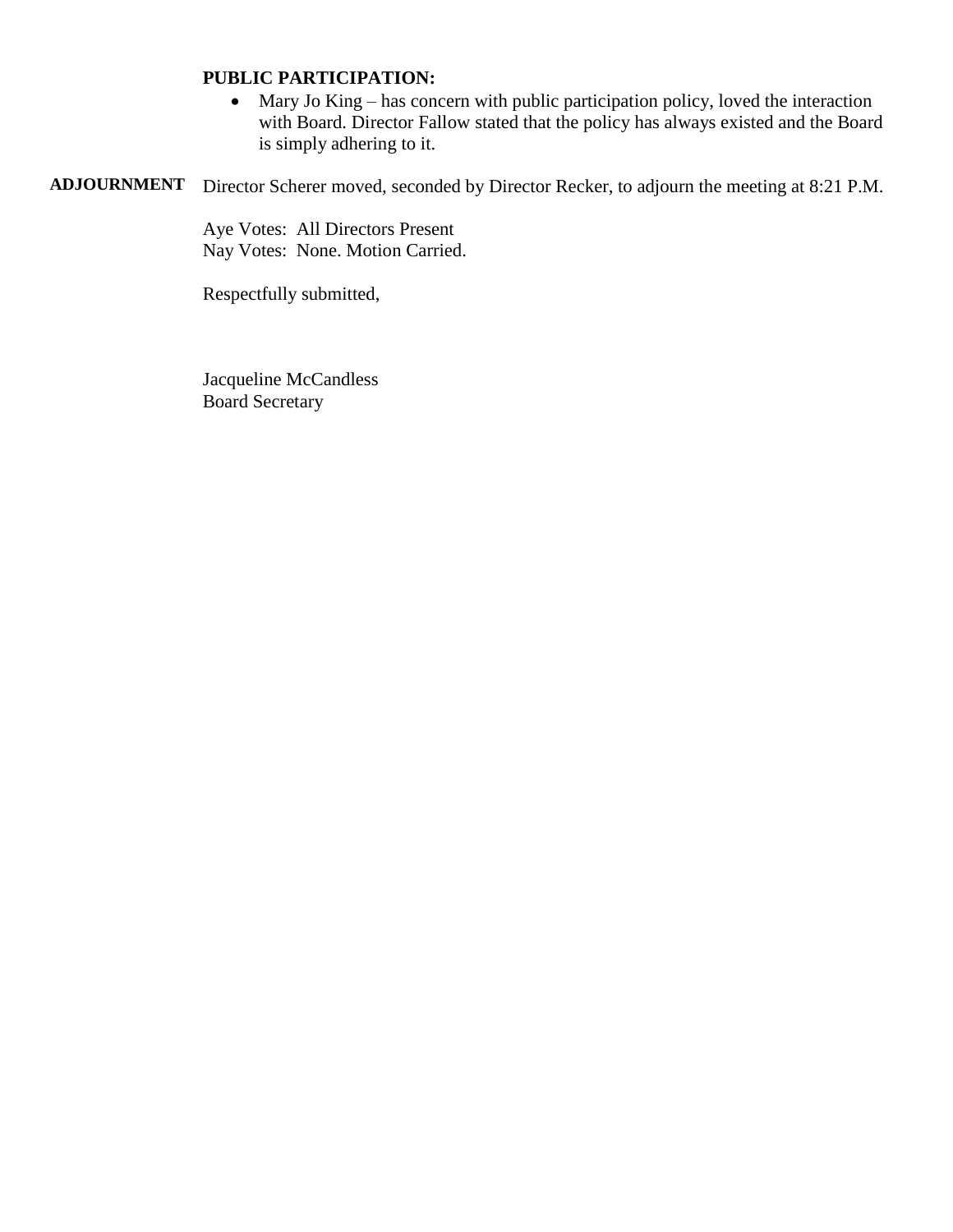**PUBLIC PARTICIPATION:**

- Mary Jo King – has concern with public participation policy, loved the interaction with Board. Director Fallow stated that the policy has always existed and the Board is simply adhering to it.

**ADJOURNMENT** Director Scherer moved, seconded by Director Recker, to adjourn the meeting at 8:21 P.M.

Aye Votes: All Directors Present
Nay Votes: None. Motion Carried.

Respectfully submitted,

Jacqueline McCandless
Board Secretary